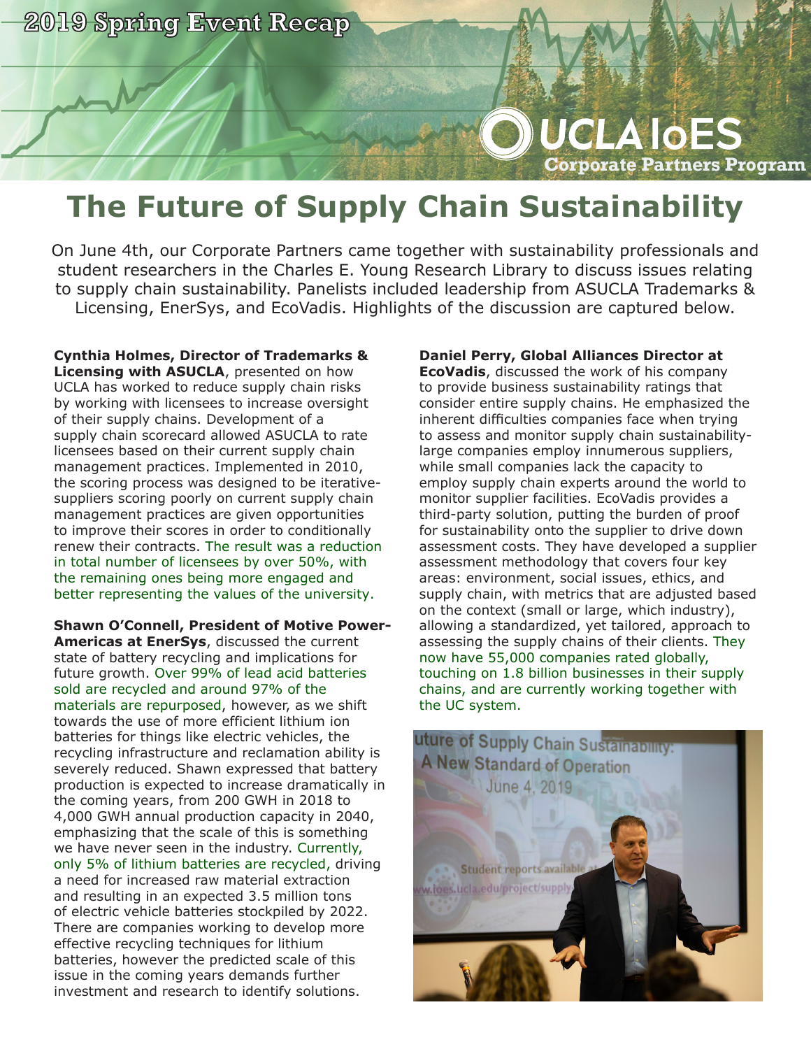2019 Spring Event Recap

UCLA IoES Corporate Partners Program

# The Future of Supply Chain Sustainability

On June 4th, our Corporate Partners came together with sustainability professionals and student researchers in the Charles E. Young Research Library to discuss issues relating to supply chain sustainability. Panelists included leadership from ASUCLA Trademarks & Licensing, EnerSys, and EcoVadis. Highlights of the discussion are captured below.

**Cynthia Holmes, Director of Trademarks & Licensing with ASUCLA**, presented on how UCLA has worked to reduce supply chain risks by working with licensees to increase oversight of their supply chains. Development of a supply chain scorecard allowed ASUCLA to rate licensees based on their current supply chain management practices. Implemented in 2010, the scoring process was designed to be iterative-suppliers scoring poorly on current supply chain management practices are given opportunities to improve their scores in order to conditionally renew their contracts. The result was a reduction in total number of licensees by over 50%, with the remaining ones being more engaged and better representing the values of the university.

**Shawn O'Connell, President of Motive Power-Americas at EnerSys**, discussed the current state of battery recycling and implications for future growth. Over 99% of lead acid batteries sold are recycled and around 97% of the materials are repurposed, however, as we shift towards the use of more efficient lithium ion batteries for things like electric vehicles, the recycling infrastructure and reclamation ability is severely reduced. Shawn expressed that battery production is expected to increase dramatically in the coming years, from 200 GWH in 2018 to 4,000 GWH annual production capacity in 2040, emphasizing that the scale of this is something we have never seen in the industry. Currently, only 5% of lithium batteries are recycled, driving a need for increased raw material extraction and resulting in an expected 3.5 million tons of electric vehicle batteries stockpiled by 2022. There are companies working to develop more effective recycling techniques for lithium batteries, however the predicted scale of this issue in the coming years demands further investment and research to identify solutions.

**Daniel Perry, Global Alliances Director at EcoVadis**, discussed the work of his company to provide business sustainability ratings that consider entire supply chains. He emphasized the inherent difficulties companies face when trying to assess and monitor supply chain sustainability-large companies employ innumerous suppliers, while small companies lack the capacity to employ supply chain experts around the world to monitor supplier facilities. EcoVadis provides a third-party solution, putting the burden of proof for sustainability onto the supplier to drive down assessment costs. They have developed a supplier assessment methodology that covers four key areas: environment, social issues, ethics, and supply chain, with metrics that are adjusted based on the context (small or large, which industry), allowing a standardized, yet tailored, approach to assessing the supply chains of their clients. They now have 55,000 companies rated globally, touching on 1.8 billion businesses in their supply chains, and are currently working together with the UC system.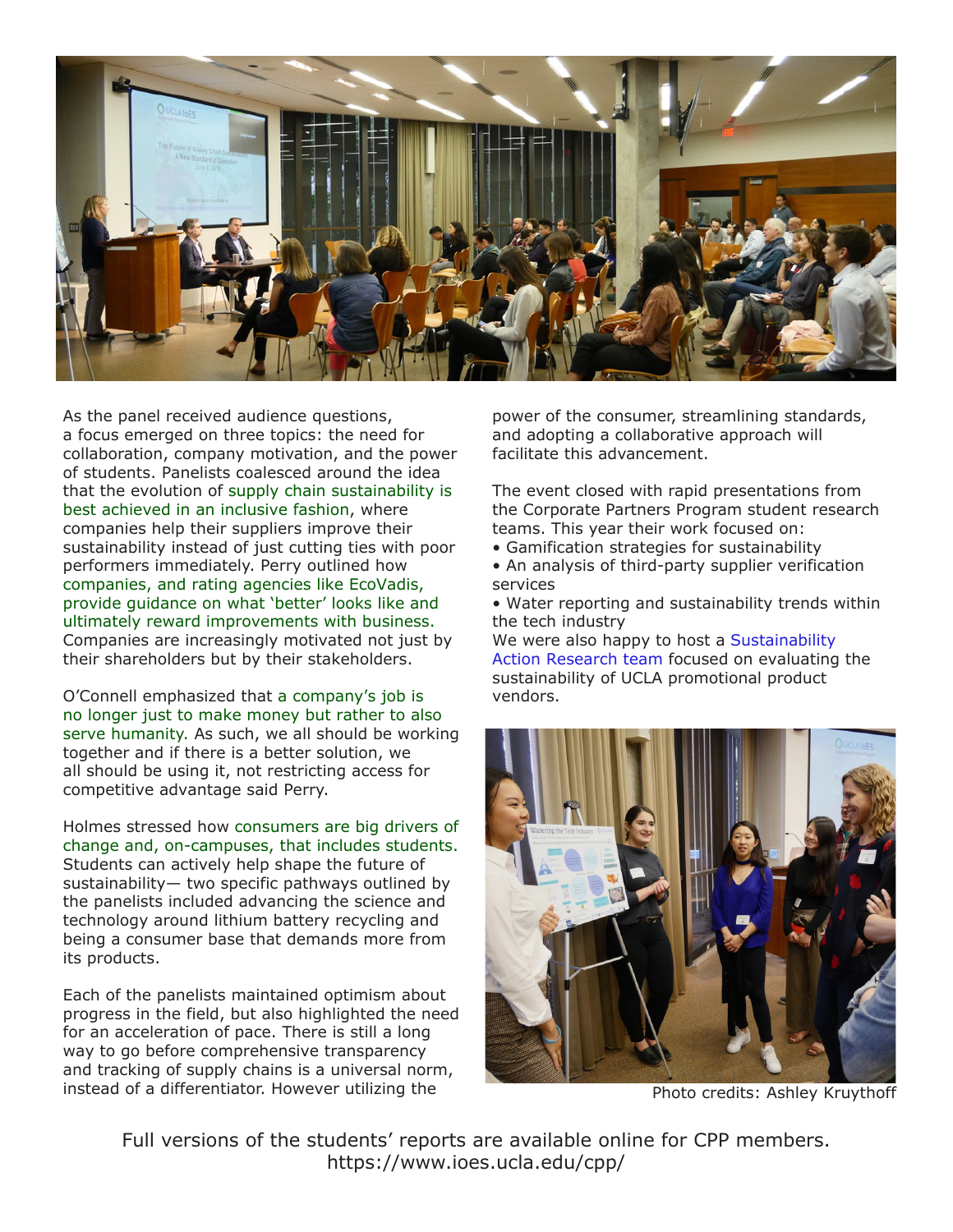As the panel received audience questions, a focus emerged on three topics: the need for collaboration, company motivation, and the power of students. Panelists coalesced around the idea that the evolution of supply chain sustainability is best achieved in an inclusive fashion, where companies help their suppliers improve their sustainability instead of just cutting ties with poor performers immediately. Perry outlined how companies, and rating agencies like EcoVadis, provide guidance on what 'better' looks like and ultimately reward improvements with business. Companies are increasingly motivated not just by their shareholders but by their stakeholders.

O'Connell emphasized that a company's job is no longer just to make money but rather to also serve humanity. As such, we all should be working together and if there is a better solution, we all should be using it, not restricting access for competitive advantage said Perry.

Holmes stressed how consumers are big drivers of change and, on-campuses, that includes students. Students can actively help shape the future of sustainability— two specific pathways outlined by the panelists included advancing the science and technology around lithium battery recycling and being a consumer base that demands more from its products.

Each of the panelists maintained optimism about progress in the field, but also highlighted the need for an acceleration of pace. There is still a long way to go before comprehensive transparency and tracking of supply chains is a universal norm, instead of a differentiator. However utilizing the power of the consumer, streamlining standards, and adopting a collaborative approach will facilitate this advancement.

The event closed with rapid presentations from the Corporate Partners Program student research teams. This year their work focused on:

- Gamification strategies for sustainability
- An analysis of third-party supplier verification services
- Water reporting and sustainability trends within the tech industry

We were also happy to host a Sustainability Action Research team focused on evaluating the sustainability of UCLA promotional product vendors.

Photo credits: Ashley Kruythoff

Full versions of the students' reports are available online for CPP members.
https://www.ioes.ucla.edu/cpp/